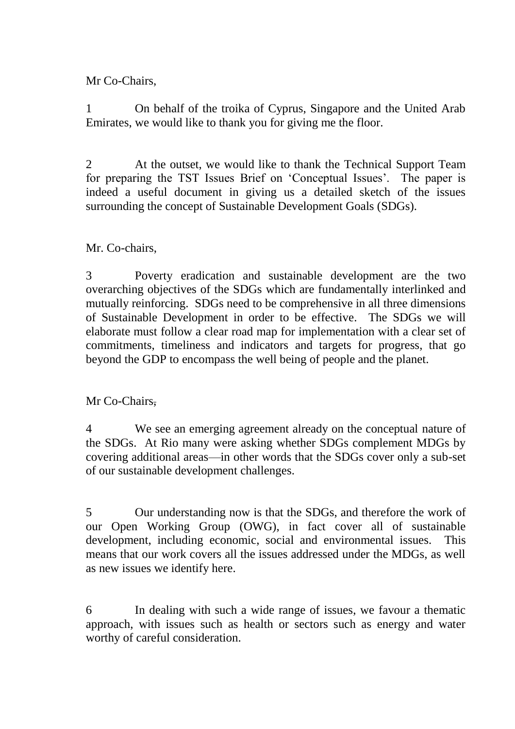Mr Co-Chairs,

1 On behalf of the troika of Cyprus, Singapore and the United Arab Emirates, we would like to thank you for giving me the floor.

2 At the outset, we would like to thank the Technical Support Team for preparing the TST Issues Brief on 'Conceptual Issues'. The paper is indeed a useful document in giving us a detailed sketch of the issues surrounding the concept of Sustainable Development Goals (SDGs).

Mr. Co-chairs,

3 Poverty eradication and sustainable development are the two overarching objectives of the SDGs which are fundamentally interlinked and mutually reinforcing. SDGs need to be comprehensive in all three dimensions of Sustainable Development in order to be effective. The SDGs we will elaborate must follow a clear road map for implementation with a clear set of commitments, timeliness and indicators and targets for progress, that go beyond the GDP to encompass the well being of people and the planet.

Mr Co-Chairs~~,~~

4 We see an emerging agreement already on the conceptual nature of the SDGs. At Rio many were asking whether SDGs complement MDGs by covering additional areas—in other words that the SDGs cover only a sub-set of our sustainable development challenges.

5 Our understanding now is that the SDGs, and therefore the work of our Open Working Group (OWG), in fact cover all of sustainable development, including economic, social and environmental issues. This means that our work covers all the issues addressed under the MDGs, as well as new issues we identify here.

6 In dealing with such a wide range of issues, we favour a thematic approach, with issues such as health or sectors such as energy and water worthy of careful consideration.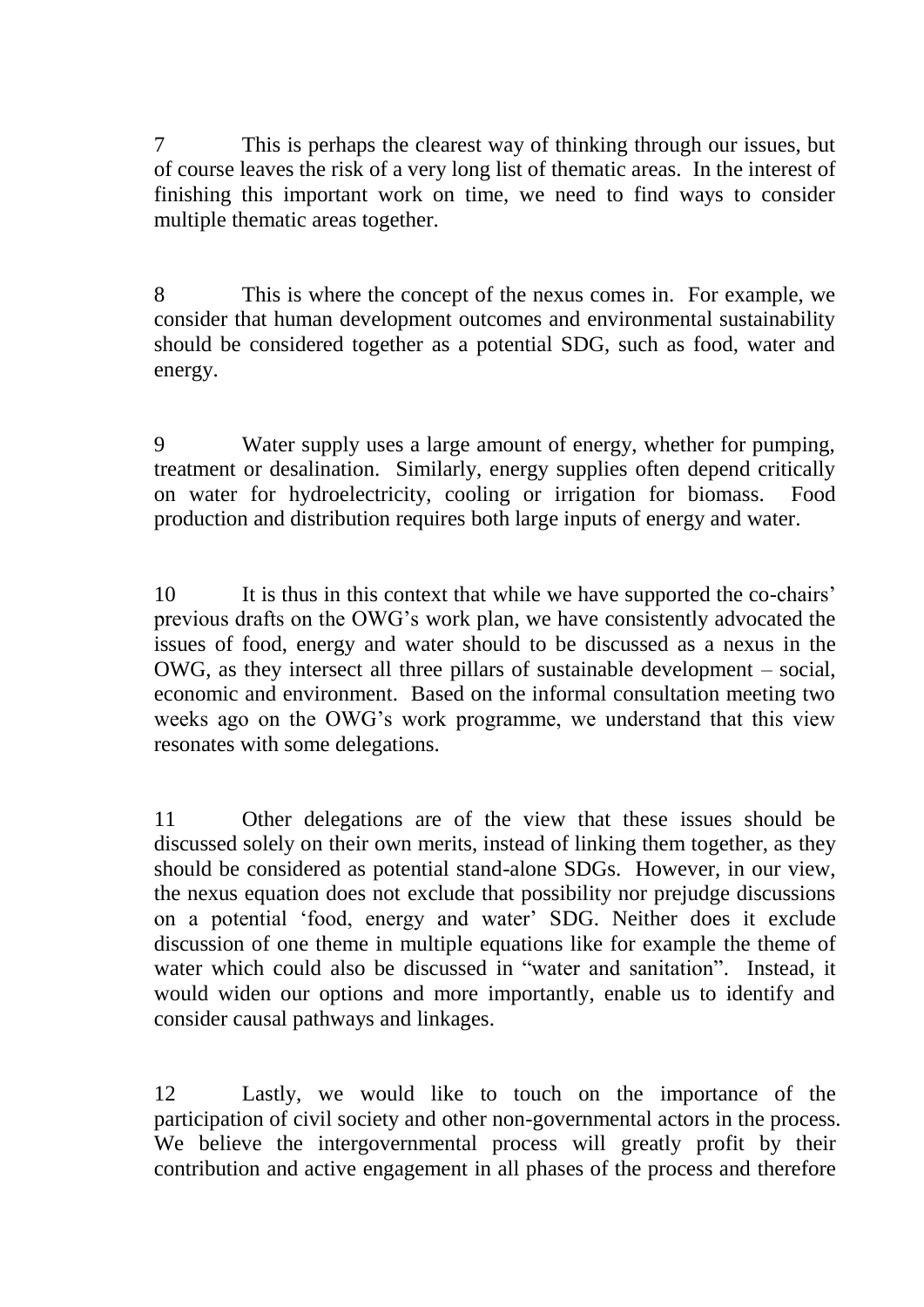7 This is perhaps the clearest way of thinking through our issues, but of course leaves the risk of a very long list of thematic areas. In the interest of finishing this important work on time, we need to find ways to consider multiple thematic areas together.

8 This is where the concept of the nexus comes in. For example, we consider that human development outcomes and environmental sustainability should be considered together as a potential SDG, such as food, water and energy.

9 Water supply uses a large amount of energy, whether for pumping, treatment or desalination. Similarly, energy supplies often depend critically on water for hydroelectricity, cooling or irrigation for biomass. Food production and distribution requires both large inputs of energy and water.

10 It is thus in this context that while we have supported the co-chairs' previous drafts on the OWG's work plan, we have consistently advocated the issues of food, energy and water should to be discussed as a nexus in the OWG, as they intersect all three pillars of sustainable development – social, economic and environment. Based on the informal consultation meeting two weeks ago on the OWG's work programme, we understand that this view resonates with some delegations.

11 Other delegations are of the view that these issues should be discussed solely on their own merits, instead of linking them together, as they should be considered as potential stand-alone SDGs. However, in our view, the nexus equation does not exclude that possibility nor prejudge discussions on a potential 'food, energy and water' SDG. Neither does it exclude discussion of one theme in multiple equations like for example the theme of water which could also be discussed in "water and sanitation". Instead, it would widen our options and more importantly, enable us to identify and consider causal pathways and linkages.

12 Lastly, we would like to touch on the importance of the participation of civil society and other non-governmental actors in the process. We believe the intergovernmental process will greatly profit by their contribution and active engagement in all phases of the process and therefore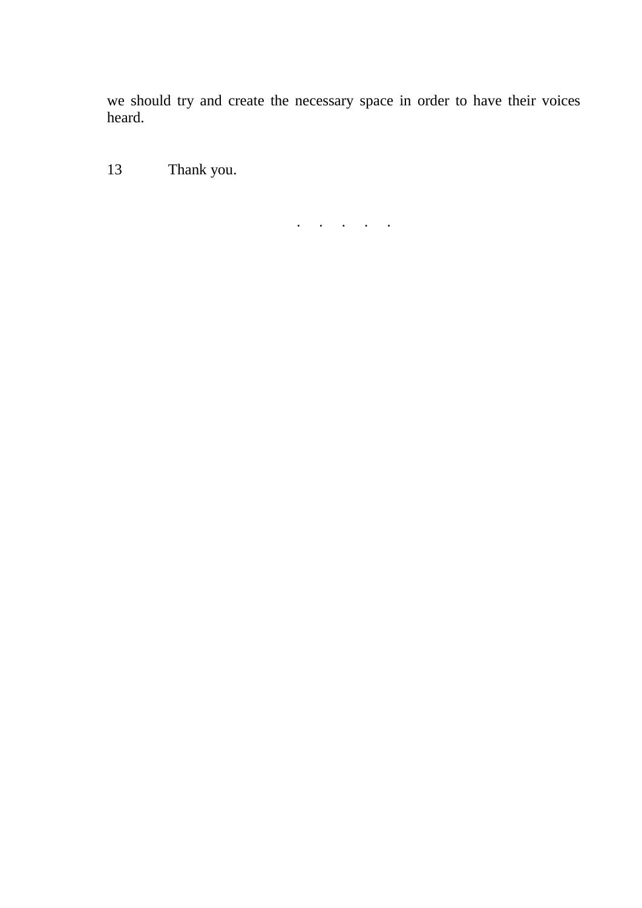we should try and create the necessary space in order to have their voices heard.

13 Thank you.

. . . . .